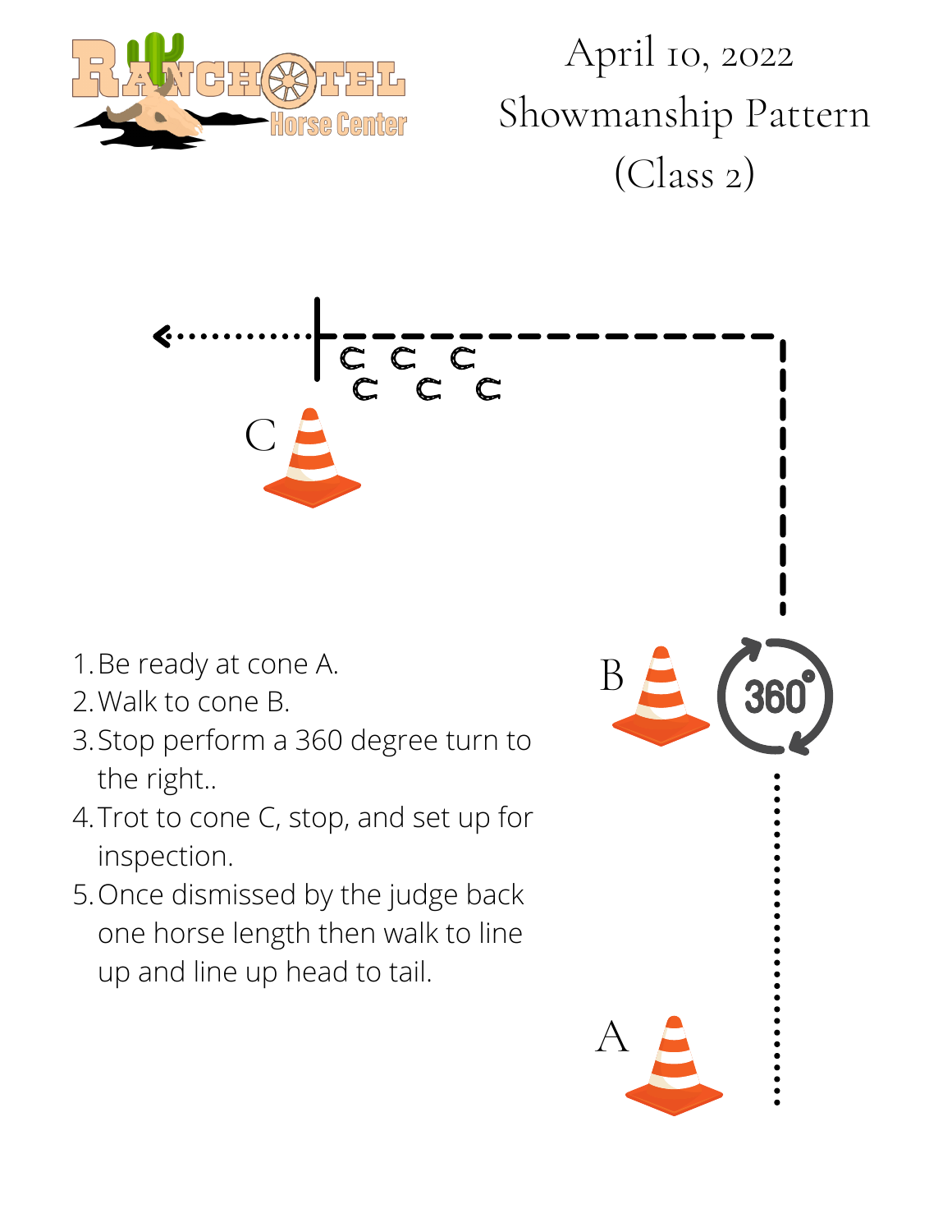# April 10, 2022
# Showmanship Pattern
# (Class 2)

1. Be ready at cone A.
2. Walk to cone B.
3. Stop perform a 360 degree turn to the right..
4. Trot to cone C, stop, and set up for inspection.
5. Once dismissed by the judge back one horse length then walk to line up and line up head to tail.

C

B

360°

A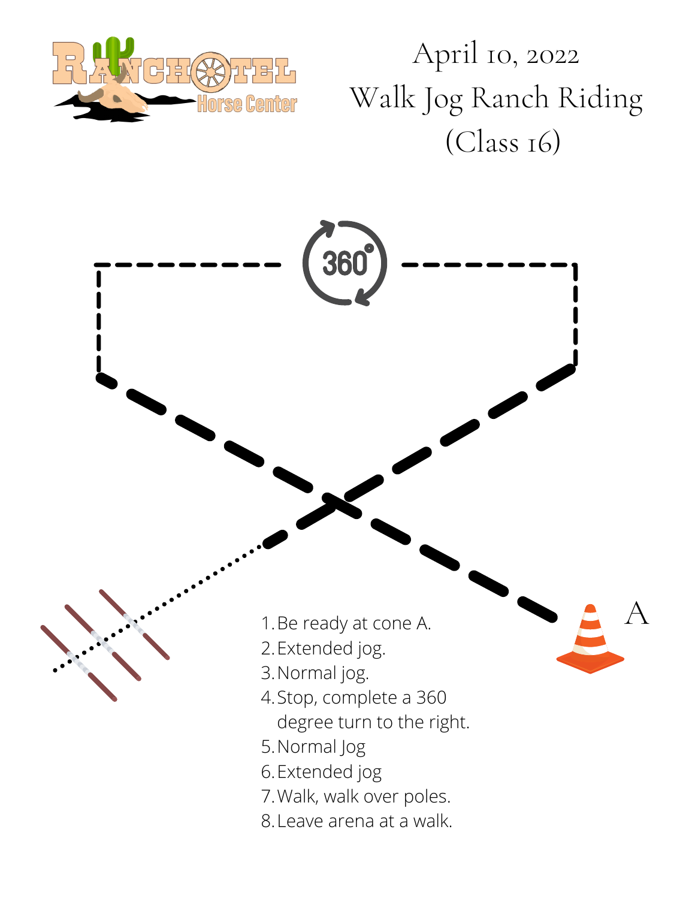April 10, 2022

# Walk Jog Ranch Riding (Class 16)

360°

A

1. Be ready at cone A.
2. Extended jog.
3. Normal jog.
4. Stop, complete a 360 degree turn to the right.
5. Normal Jog
6. Extended jog
7. Walk, walk over poles.
8. Leave arena at a walk.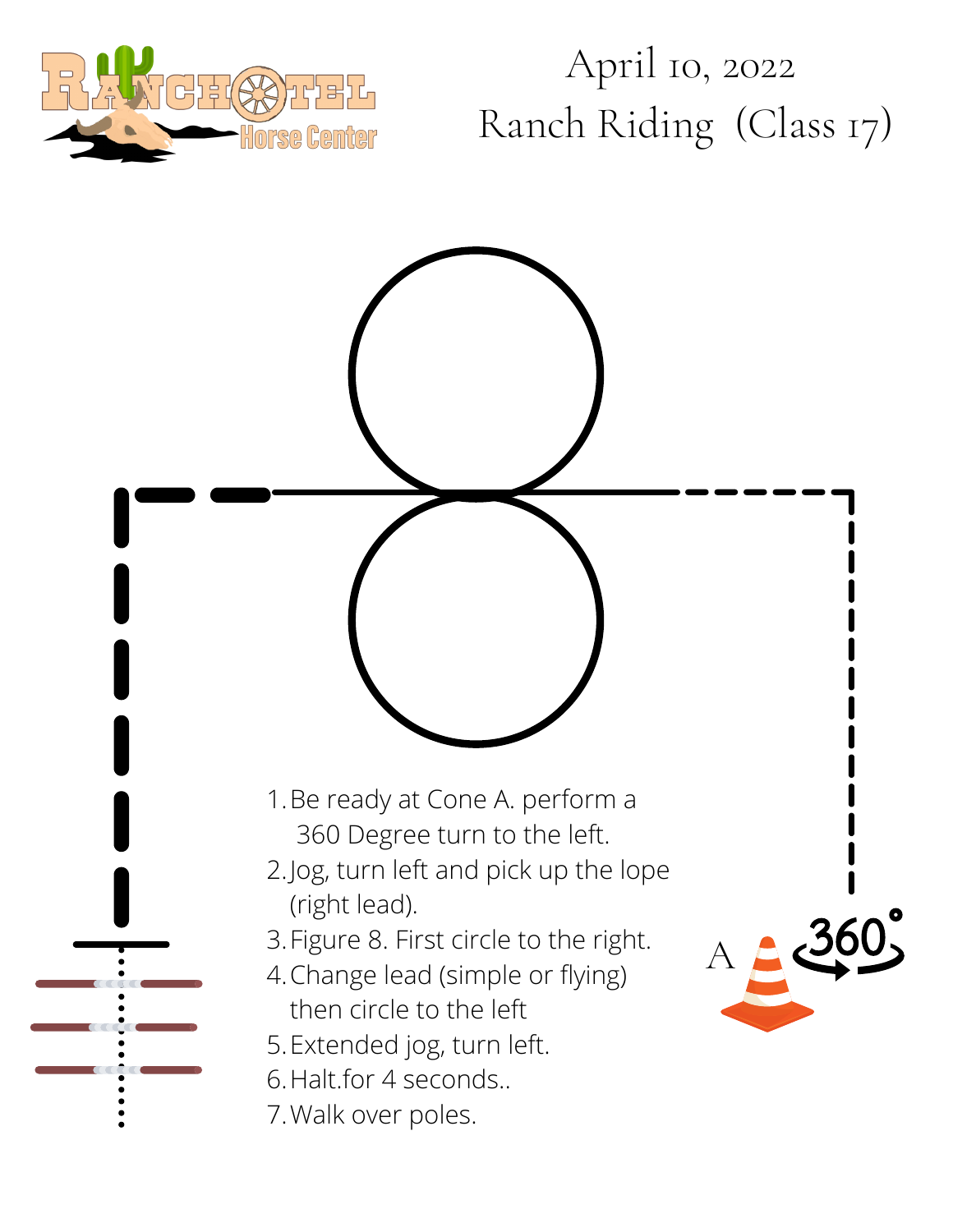Ranchotel Horse Center

# April 10, 2022
# Ranch Riding (Class 17)

A

360°

1. Be ready at Cone A. perform a 360 Degree turn to the left.
2. Jog, turn left and pick up the lope (right lead).
3. Figure 8. First circle to the right.
4. Change lead (simple or flying) then circle to the left
5. Extended jog, turn left.
6. Halt.for 4 seconds..
7. Walk over poles.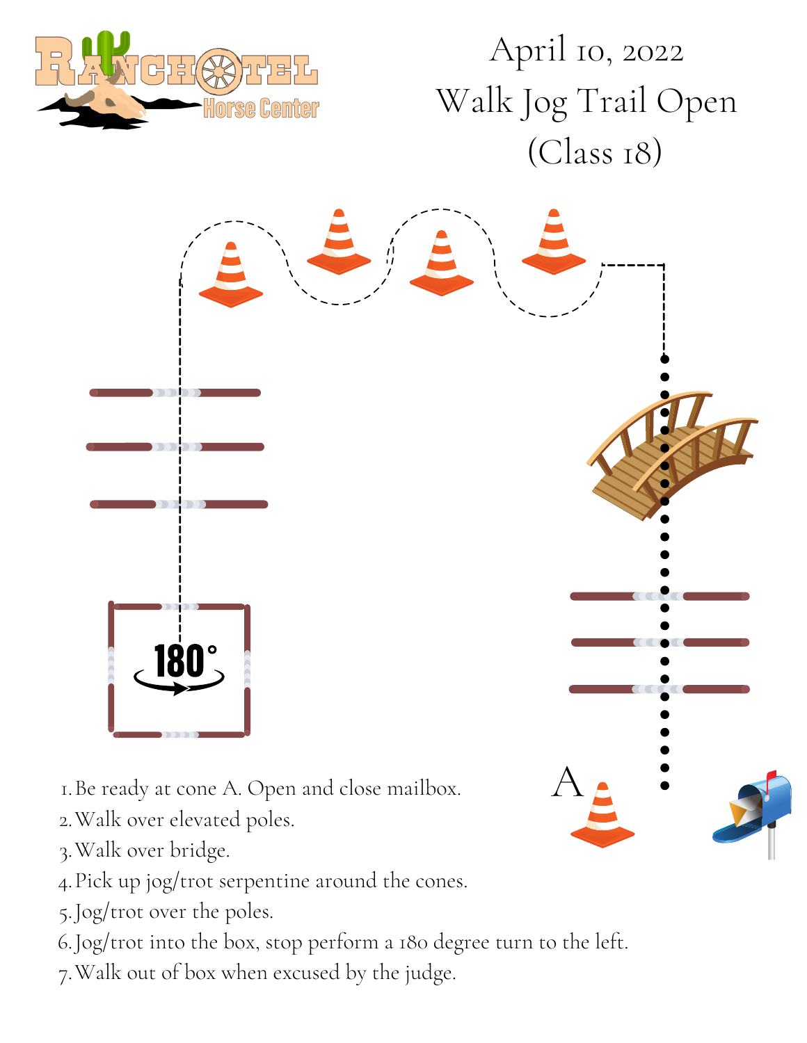# April 10, 2022

## Walk Jog Trail Open (Class 18)

180°

A

1. Be ready at cone A. Open and close mailbox.
2. Walk over elevated poles.
3. Walk over bridge.
4. Pick up jog/trot serpentine around the cones.
5. Jog/trot over the poles.
6. Jog/trot into the box, stop perform a 180 degree turn to the left.
7. Walk out of box when excused by the judge.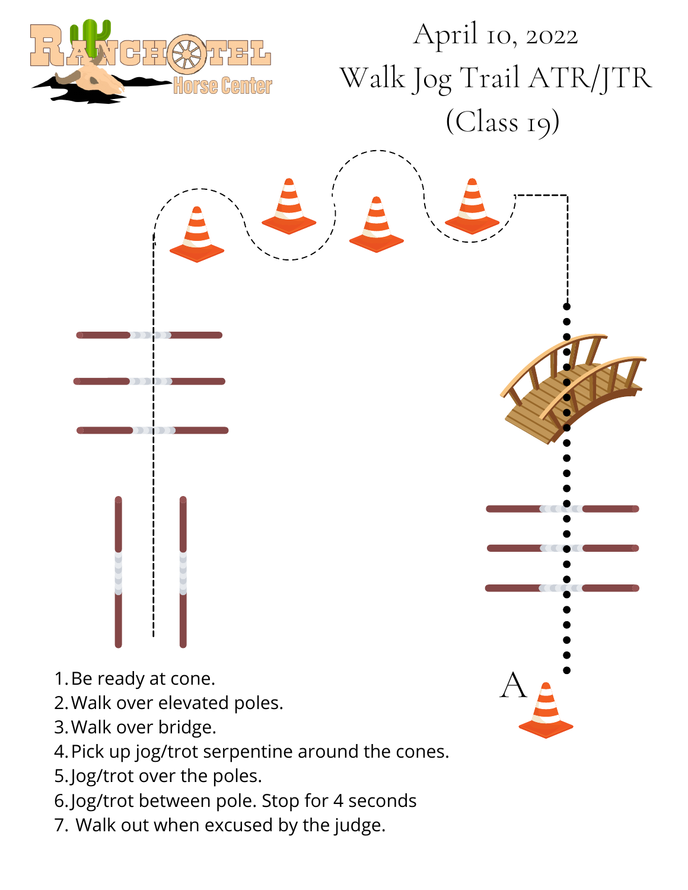# April 10, 2022

# Walk Jog Trail ATR/JTR (Class 19)

A

1. Be ready at cone.
2. Walk over elevated poles.
3. Walk over bridge.
4. Pick up jog/trot serpentine around the cones.
5. Jog/trot over the poles.
6. Jog/trot between pole. Stop for 4 seconds
7. Walk out when excused by the judge.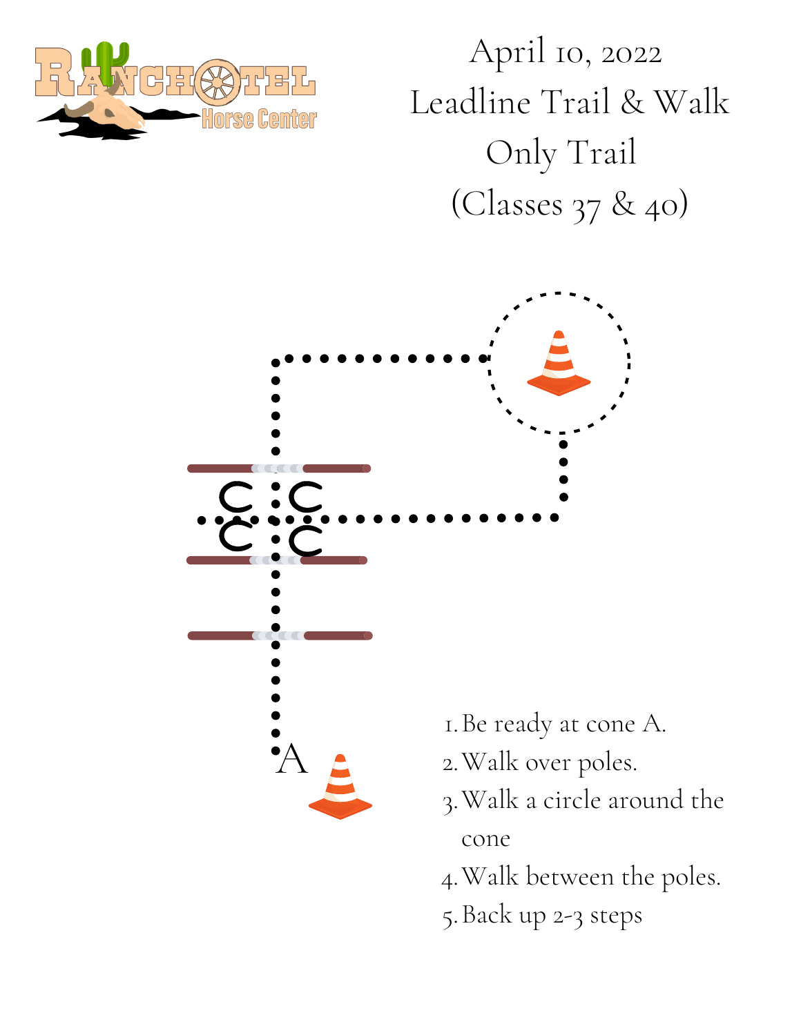Ranchotel Horse Center

# April 10, 2022
# Leadline Trail & Walk Only Trail
# (Classes 37 & 40)

A

1. Be ready at cone A.
2. Walk over poles.
3. Walk a circle around the cone
4. Walk between the poles.
5. Back up 2-3 steps